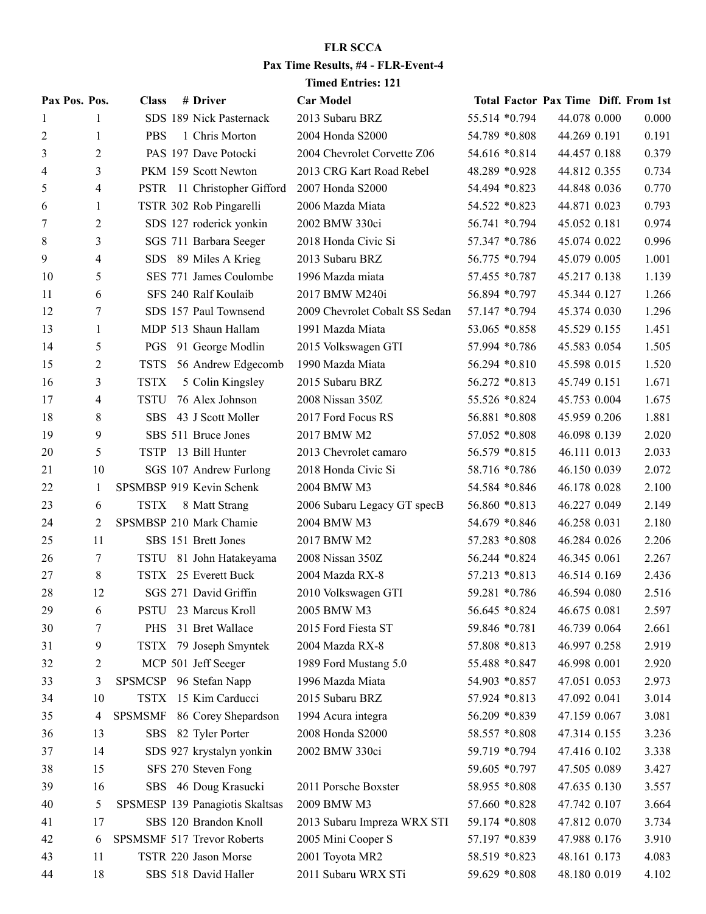**FLR SCCA**

**Pax Time Results, #4 - FLR-Event-4**

**Timed Entries: 121**

| Pax Pos. | Pos. | Class | # | Driver | Car Model | Total | Factor | Pax Time | Diff. | From 1st |
|---|---|---|---|---|---|---|---|---|---|---|
| 1 | 1 | SDS | 189 | Nick Pasternack | 2013 Subaru BRZ | 55.514 | *0.794 | 44.078 | 0.000 | 0.000 |
| 2 | 1 | PBS | 1 | Chris Morton | 2004 Honda S2000 | 54.789 | *0.808 | 44.269 | 0.191 | 0.191 |
| 3 | 2 | PAS | 197 | Dave Potocki | 2004 Chevrolet Corvette Z06 | 54.616 | *0.814 | 44.457 | 0.188 | 0.379 |
| 4 | 3 | PKM | 159 | Scott Newton | 2013 CRG Kart Road Rebel | 48.289 | *0.928 | 44.812 | 0.355 | 0.734 |
| 5 | 4 | PSTR | 11 | Christopher Gifford | 2007 Honda S2000 | 54.494 | *0.823 | 44.848 | 0.036 | 0.770 |
| 6 | 1 | TSTR | 302 | Rob Pingarelli | 2006 Mazda Miata | 54.522 | *0.823 | 44.871 | 0.023 | 0.793 |
| 7 | 2 | SDS | 127 | roderick yonkin | 2002 BMW 330ci | 56.741 | *0.794 | 45.052 | 0.181 | 0.974 |
| 8 | 3 | SGS | 711 | Barbara Seeger | 2018 Honda Civic Si | 57.347 | *0.786 | 45.074 | 0.022 | 0.996 |
| 9 | 4 | SDS | 89 | Miles A Krieg | 2013 Subaru BRZ | 56.775 | *0.794 | 45.079 | 0.005 | 1.001 |
| 10 | 5 | SES | 771 | James Coulombe | 1996 Mazda miata | 57.455 | *0.787 | 45.217 | 0.138 | 1.139 |
| 11 | 6 | SFS | 240 | Ralf Koulaib | 2017 BMW M240i | 56.894 | *0.797 | 45.344 | 0.127 | 1.266 |
| 12 | 7 | SDS | 157 | Paul Townsend | 2009 Chevrolet Cobalt SS Sedan | 57.147 | *0.794 | 45.374 | 0.030 | 1.296 |
| 13 | 1 | MDP | 513 | Shaun Hallam | 1991 Mazda Miata | 53.065 | *0.858 | 45.529 | 0.155 | 1.451 |
| 14 | 5 | PGS | 91 | George Modlin | 2015 Volkswagen GTI | 57.994 | *0.786 | 45.583 | 0.054 | 1.505 |
| 15 | 2 | TSTS | 56 | Andrew Edgecomb | 1990 Mazda Miata | 56.294 | *0.810 | 45.598 | 0.015 | 1.520 |
| 16 | 3 | TSTX | 5 | Colin Kingsley | 2015 Subaru BRZ | 56.272 | *0.813 | 45.749 | 0.151 | 1.671 |
| 17 | 4 | TSTU | 76 | Alex Johnson | 2008 Nissan 350Z | 55.526 | *0.824 | 45.753 | 0.004 | 1.675 |
| 18 | 8 | SBS | 43 | J Scott Moller | 2017 Ford Focus RS | 56.881 | *0.808 | 45.959 | 0.206 | 1.881 |
| 19 | 9 | SBS | 511 | Bruce Jones | 2017 BMW M2 | 57.052 | *0.808 | 46.098 | 0.139 | 2.020 |
| 20 | 5 | TSTP | 13 | Bill Hunter | 2013 Chevrolet camaro | 56.579 | *0.815 | 46.111 | 0.013 | 2.033 |
| 21 | 10 | SGS | 107 | Andrew Furlong | 2018 Honda Civic Si | 58.716 | *0.786 | 46.150 | 0.039 | 2.072 |
| 22 | 1 | SPSMBSP | 919 | Kevin Schenk | 2004 BMW M3 | 54.584 | *0.846 | 46.178 | 0.028 | 2.100 |
| 23 | 6 | TSTX | 8 | Matt Strang | 2006 Subaru Legacy GT specB | 56.860 | *0.813 | 46.227 | 0.049 | 2.149 |
| 24 | 2 | SPSMBSP | 210 | Mark Chamie | 2004 BMW M3 | 54.679 | *0.846 | 46.258 | 0.031 | 2.180 |
| 25 | 11 | SBS | 151 | Brett Jones | 2017 BMW M2 | 57.283 | *0.808 | 46.284 | 0.026 | 2.206 |
| 26 | 7 | TSTU | 81 | John Hatakeyama | 2008 Nissan 350Z | 56.244 | *0.824 | 46.345 | 0.061 | 2.267 |
| 27 | 8 | TSTX | 25 | Everett Buck | 2004 Mazda RX-8 | 57.213 | *0.813 | 46.514 | 0.169 | 2.436 |
| 28 | 12 | SGS | 271 | David Griffin | 2010 Volkswagen GTI | 59.281 | *0.786 | 46.594 | 0.080 | 2.516 |
| 29 | 6 | PSTU | 23 | Marcus Kroll | 2005 BMW M3 | 56.645 | *0.824 | 46.675 | 0.081 | 2.597 |
| 30 | 7 | PHS | 31 | Bret Wallace | 2015 Ford Fiesta ST | 59.846 | *0.781 | 46.739 | 0.064 | 2.661 |
| 31 | 9 | TSTX | 79 | Joseph Smyntek | 2004 Mazda RX-8 | 57.808 | *0.813 | 46.997 | 0.258 | 2.919 |
| 32 | 2 | MCP | 501 | Jeff Seeger | 1989 Ford Mustang 5.0 | 55.488 | *0.847 | 46.998 | 0.001 | 2.920 |
| 33 | 3 | SPSMCSP | 96 | Stefan Napp | 1996 Mazda Miata | 54.903 | *0.857 | 47.051 | 0.053 | 2.973 |
| 34 | 10 | TSTX | 15 | Kim Carducci | 2015 Subaru BRZ | 57.924 | *0.813 | 47.092 | 0.041 | 3.014 |
| 35 | 4 | SPSMSMF | 86 | Corey Shepardson | 1994 Acura integra | 56.209 | *0.839 | 47.159 | 0.067 | 3.081 |
| 36 | 13 | SBS | 82 | Tyler Porter | 2008 Honda S2000 | 58.557 | *0.808 | 47.314 | 0.155 | 3.236 |
| 37 | 14 | SDS | 927 | krystalyn yonkin | 2002 BMW 330ci | 59.719 | *0.794 | 47.416 | 0.102 | 3.338 |
| 38 | 15 | SFS | 270 | Steven Fong | | 59.605 | *0.797 | 47.505 | 0.089 | 3.427 |
| 39 | 16 | SBS | 46 | Doug Krasucki | 2011 Porsche Boxster | 58.955 | *0.808 | 47.635 | 0.130 | 3.557 |
| 40 | 5 | SPSMESP | 139 | Panagiotis Skaltsas | 2009 BMW M3 | 57.660 | *0.828 | 47.742 | 0.107 | 3.664 |
| 41 | 17 | SBS | 120 | Brandon Knoll | 2013 Subaru Impreza WRX STI | 59.174 | *0.808 | 47.812 | 0.070 | 3.734 |
| 42 | 6 | SPSMSMF | 517 | Trevor Roberts | 2005 Mini Cooper S | 57.197 | *0.839 | 47.988 | 0.176 | 3.910 |
| 43 | 11 | TSTR | 220 | Jason Morse | 2001 Toyota MR2 | 58.519 | *0.823 | 48.161 | 0.173 | 4.083 |
| 44 | 18 | SBS | 518 | David Haller | 2011 Subaru WRX STi | 59.629 | *0.808 | 48.180 | 0.019 | 4.102 |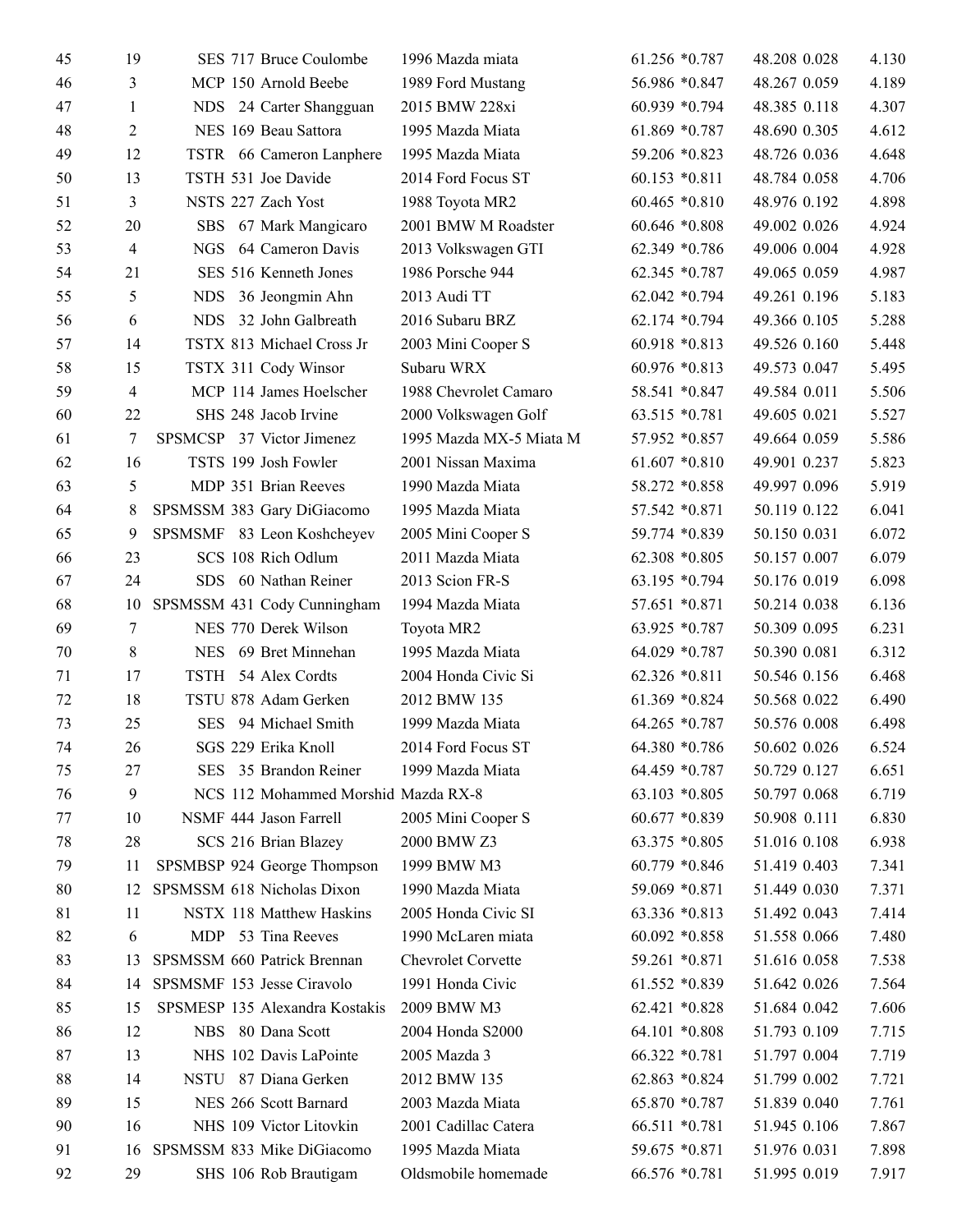| | | | | | | | | | | |
|---|---|---|---|---|---|---|---|---|---|---|
| 45 | 19 | SES | 717 | Bruce Coulombe | 1996 Mazda miata | 61.256 | *0.787 | 48.208 | 0.028 | 4.130 |
| 46 | 3 | MCP | 150 | Arnold Beebe | 1989 Ford Mustang | 56.986 | *0.847 | 48.267 | 0.059 | 4.189 |
| 47 | 1 | NDS | 24 | Carter Shangguan | 2015 BMW 228xi | 60.939 | *0.794 | 48.385 | 0.118 | 4.307 |
| 48 | 2 | NES | 169 | Beau Sattora | 1995 Mazda Miata | 61.869 | *0.787 | 48.690 | 0.305 | 4.612 |
| 49 | 12 | TSTR | 66 | Cameron Lanphere | 1995 Mazda Miata | 59.206 | *0.823 | 48.726 | 0.036 | 4.648 |
| 50 | 13 | TSTH | 531 | Joe Davide | 2014 Ford Focus ST | 60.153 | *0.811 | 48.784 | 0.058 | 4.706 |
| 51 | 3 | NSTS | 227 | Zach Yost | 1988 Toyota MR2 | 60.465 | *0.810 | 48.976 | 0.192 | 4.898 |
| 52 | 20 | SBS | 67 | Mark Mangicaro | 2001 BMW M Roadster | 60.646 | *0.808 | 49.002 | 0.026 | 4.924 |
| 53 | 4 | NGS | 64 | Cameron Davis | 2013 Volkswagen GTI | 62.349 | *0.786 | 49.006 | 0.004 | 4.928 |
| 54 | 21 | SES | 516 | Kenneth Jones | 1986 Porsche 944 | 62.345 | *0.787 | 49.065 | 0.059 | 4.987 |
| 55 | 5 | NDS | 36 | Jeongmin Ahn | 2013 Audi TT | 62.042 | *0.794 | 49.261 | 0.196 | 5.183 |
| 56 | 6 | NDS | 32 | John Galbreath | 2016 Subaru BRZ | 62.174 | *0.794 | 49.366 | 0.105 | 5.288 |
| 57 | 14 | TSTX | 813 | Michael Cross Jr | 2003 Mini Cooper S | 60.918 | *0.813 | 49.526 | 0.160 | 5.448 |
| 58 | 15 | TSTX | 311 | Cody Winsor | Subaru WRX | 60.976 | *0.813 | 49.573 | 0.047 | 5.495 |
| 59 | 4 | MCP | 114 | James Hoelscher | 1988 Chevrolet Camaro | 58.541 | *0.847 | 49.584 | 0.011 | 5.506 |
| 60 | 22 | SHS | 248 | Jacob Irvine | 2000 Volkswagen Golf | 63.515 | *0.781 | 49.605 | 0.021 | 5.527 |
| 61 | 7 | SPSMCSP | 37 | Victor Jimenez | 1995 Mazda MX-5 Miata M | 57.952 | *0.857 | 49.664 | 0.059 | 5.586 |
| 62 | 16 | TSTS | 199 | Josh Fowler | 2001 Nissan Maxima | 61.607 | *0.810 | 49.901 | 0.237 | 5.823 |
| 63 | 5 | MDP | 351 | Brian Reeves | 1990 Mazda Miata | 58.272 | *0.858 | 49.997 | 0.096 | 5.919 |
| 64 | 8 | SPSMSSM | 383 | Gary DiGiacomo | 1995 Mazda Miata | 57.542 | *0.871 | 50.119 | 0.122 | 6.041 |
| 65 | 9 | SPSMSMF | 83 | Leon Koshcheyev | 2005 Mini Cooper S | 59.774 | *0.839 | 50.150 | 0.031 | 6.072 |
| 66 | 23 | SCS | 108 | Rich Odlum | 2011 Mazda Miata | 62.308 | *0.805 | 50.157 | 0.007 | 6.079 |
| 67 | 24 | SDS | 60 | Nathan Reiner | 2013 Scion FR-S | 63.195 | *0.794 | 50.176 | 0.019 | 6.098 |
| 68 | 10 | SPSMSSM | 431 | Cody Cunningham | 1994 Mazda Miata | 57.651 | *0.871 | 50.214 | 0.038 | 6.136 |
| 69 | 7 | NES | 770 | Derek Wilson | Toyota MR2 | 63.925 | *0.787 | 50.309 | 0.095 | 6.231 |
| 70 | 8 | NES | 69 | Bret Minnehan | 1995 Mazda Miata | 64.029 | *0.787 | 50.390 | 0.081 | 6.312 |
| 71 | 17 | TSTH | 54 | Alex Cordts | 2004 Honda Civic Si | 62.326 | *0.811 | 50.546 | 0.156 | 6.468 |
| 72 | 18 | TSTU | 878 | Adam Gerken | 2012 BMW 135 | 61.369 | *0.824 | 50.568 | 0.022 | 6.490 |
| 73 | 25 | SES | 94 | Michael Smith | 1999 Mazda Miata | 64.265 | *0.787 | 50.576 | 0.008 | 6.498 |
| 74 | 26 | SGS | 229 | Erika Knoll | 2014 Ford Focus ST | 64.380 | *0.786 | 50.602 | 0.026 | 6.524 |
| 75 | 27 | SES | 35 | Brandon Reiner | 1999 Mazda Miata | 64.459 | *0.787 | 50.729 | 0.127 | 6.651 |
| 76 | 9 | NCS | 112 | Mohammed Morshid | Mazda RX-8 | 63.103 | *0.805 | 50.797 | 0.068 | 6.719 |
| 77 | 10 | NSMF | 444 | Jason Farrell | 2005 Mini Cooper S | 60.677 | *0.839 | 50.908 | 0.111 | 6.830 |
| 78 | 28 | SCS | 216 | Brian Blazey | 2000 BMW Z3 | 63.375 | *0.805 | 51.016 | 0.108 | 6.938 |
| 79 | 11 | SPSMBSP | 924 | George Thompson | 1999 BMW M3 | 60.779 | *0.846 | 51.419 | 0.403 | 7.341 |
| 80 | 12 | SPSMSSM | 618 | Nicholas Dixon | 1990 Mazda Miata | 59.069 | *0.871 | 51.449 | 0.030 | 7.371 |
| 81 | 11 | NSTX | 118 | Matthew Haskins | 2005 Honda Civic SI | 63.336 | *0.813 | 51.492 | 0.043 | 7.414 |
| 82 | 6 | MDP | 53 | Tina Reeves | 1990 McLaren miata | 60.092 | *0.858 | 51.558 | 0.066 | 7.480 |
| 83 | 13 | SPSMSSM | 660 | Patrick Brennan | Chevrolet Corvette | 59.261 | *0.871 | 51.616 | 0.058 | 7.538 |
| 84 | 14 | SPSMSMF | 153 | Jesse Ciravolo | 1991 Honda Civic | 61.552 | *0.839 | 51.642 | 0.026 | 7.564 |
| 85 | 15 | SPSMESP | 135 | Alexandra Kostakis | 2009 BMW M3 | 62.421 | *0.828 | 51.684 | 0.042 | 7.606 |
| 86 | 12 | NBS | 80 | Dana Scott | 2004 Honda S2000 | 64.101 | *0.808 | 51.793 | 0.109 | 7.715 |
| 87 | 13 | NHS | 102 | Davis LaPointe | 2005 Mazda 3 | 66.322 | *0.781 | 51.797 | 0.004 | 7.719 |
| 88 | 14 | NSTU | 87 | Diana Gerken | 2012 BMW 135 | 62.863 | *0.824 | 51.799 | 0.002 | 7.721 |
| 89 | 15 | NES | 266 | Scott Barnard | 2003 Mazda Miata | 65.870 | *0.787 | 51.839 | 0.040 | 7.761 |
| 90 | 16 | NHS | 109 | Victor Litovkin | 2001 Cadillac Catera | 66.511 | *0.781 | 51.945 | 0.106 | 7.867 |
| 91 | 16 | SPSMSSM | 833 | Mike DiGiacomo | 1995 Mazda Miata | 59.675 | *0.871 | 51.976 | 0.031 | 7.898 |
| 92 | 29 | SHS | 106 | Rob Brautigam | Oldsmobile homemade | 66.576 | *0.781 | 51.995 | 0.019 | 7.917 |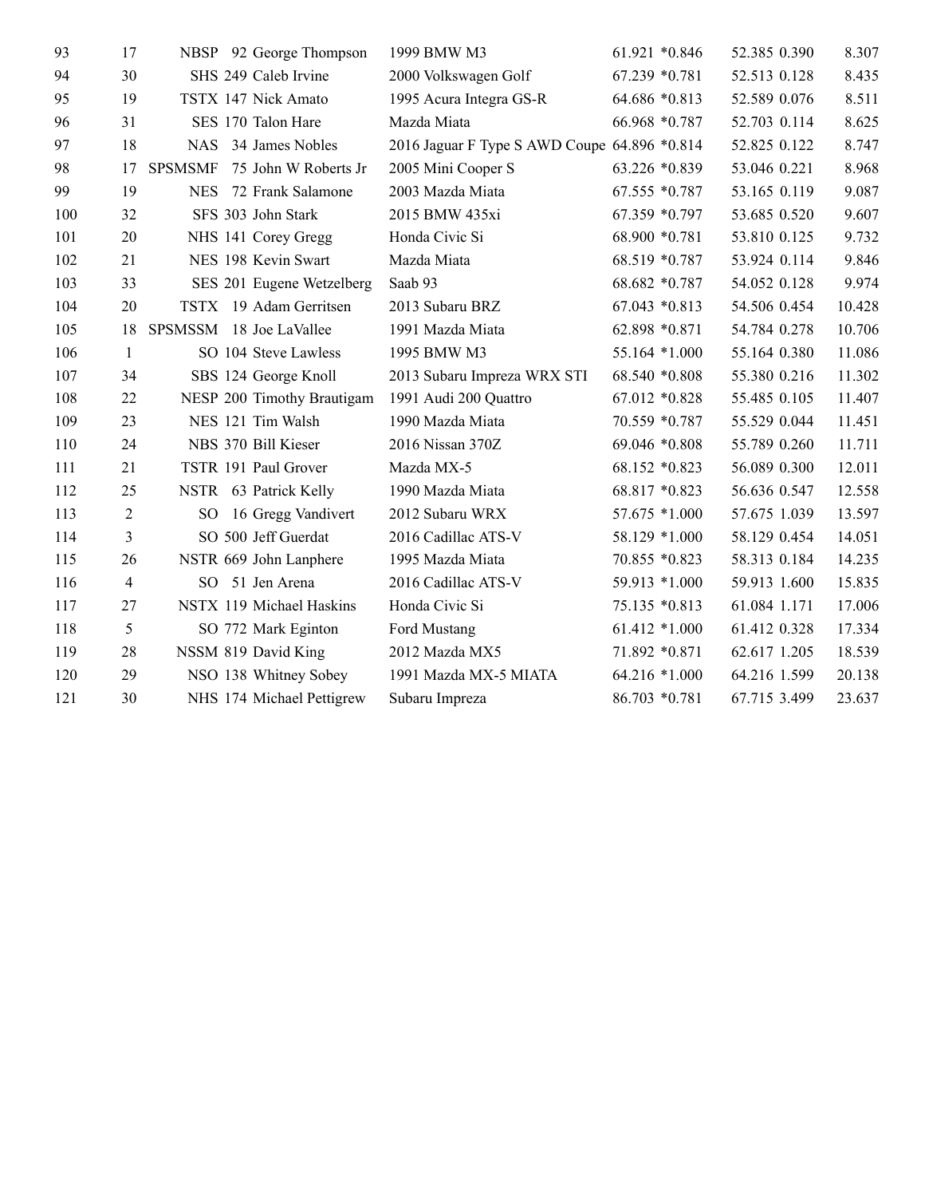| | | | | | | | | | | |
|---|---|---|---|---|---|---|---|---|---|---|
| 93 | 17 | NBSP | 92 | George Thompson | 1999 BMW M3 | 61.921 | *0.846 | 52.385 | 0.390 | 8.307 |
| 94 | 30 | SHS | 249 | Caleb Irvine | 2000 Volkswagen Golf | 67.239 | *0.781 | 52.513 | 0.128 | 8.435 |
| 95 | 19 | TSTX | 147 | Nick Amato | 1995 Acura Integra GS-R | 64.686 | *0.813 | 52.589 | 0.076 | 8.511 |
| 96 | 31 | SES | 170 | Talon Hare | Mazda Miata | 66.968 | *0.787 | 52.703 | 0.114 | 8.625 |
| 97 | 18 | NAS | 34 | James Nobles | 2016 Jaguar F Type S AWD Coupe | 64.896 | *0.814 | 52.825 | 0.122 | 8.747 |
| 98 | 17 | SPSMSMF | 75 | John W Roberts Jr | 2005 Mini Cooper S | 63.226 | *0.839 | 53.046 | 0.221 | 8.968 |
| 99 | 19 | NES | 72 | Frank Salamone | 2003 Mazda Miata | 67.555 | *0.787 | 53.165 | 0.119 | 9.087 |
| 100 | 32 | SFS | 303 | John Stark | 2015 BMW 435xi | 67.359 | *0.797 | 53.685 | 0.520 | 9.607 |
| 101 | 20 | NHS | 141 | Corey Gregg | Honda Civic Si | 68.900 | *0.781 | 53.810 | 0.125 | 9.732 |
| 102 | 21 | NES | 198 | Kevin Swart | Mazda Miata | 68.519 | *0.787 | 53.924 | 0.114 | 9.846 |
| 103 | 33 | SES | 201 | Eugene Wetzelberg | Saab 93 | 68.682 | *0.787 | 54.052 | 0.128 | 9.974 |
| 104 | 20 | TSTX | 19 | Adam Gerritsen | 2013 Subaru BRZ | 67.043 | *0.813 | 54.506 | 0.454 | 10.428 |
| 105 | 18 | SPSMSSM | 18 | Joe LaVallee | 1991 Mazda Miata | 62.898 | *0.871 | 54.784 | 0.278 | 10.706 |
| 106 | 1 | SO | 104 | Steve Lawless | 1995 BMW M3 | 55.164 | *1.000 | 55.164 | 0.380 | 11.086 |
| 107 | 34 | SBS | 124 | George Knoll | 2013 Subaru Impreza WRX STI | 68.540 | *0.808 | 55.380 | 0.216 | 11.302 |
| 108 | 22 | NESP | 200 | Timothy Brautigam | 1991 Audi 200 Quattro | 67.012 | *0.828 | 55.485 | 0.105 | 11.407 |
| 109 | 23 | NES | 121 | Tim Walsh | 1990 Mazda Miata | 70.559 | *0.787 | 55.529 | 0.044 | 11.451 |
| 110 | 24 | NBS | 370 | Bill Kieser | 2016 Nissan 370Z | 69.046 | *0.808 | 55.789 | 0.260 | 11.711 |
| 111 | 21 | TSTR | 191 | Paul Grover | Mazda MX-5 | 68.152 | *0.823 | 56.089 | 0.300 | 12.011 |
| 112 | 25 | NSTR | 63 | Patrick Kelly | 1990 Mazda Miata | 68.817 | *0.823 | 56.636 | 0.547 | 12.558 |
| 113 | 2 | SO | 16 | Gregg Vandivert | 2012 Subaru WRX | 57.675 | *1.000 | 57.675 | 1.039 | 13.597 |
| 114 | 3 | SO | 500 | Jeff Guerdat | 2016 Cadillac ATS-V | 58.129 | *1.000 | 58.129 | 0.454 | 14.051 |
| 115 | 26 | NSTR | 669 | John Lanphere | 1995 Mazda Miata | 70.855 | *0.823 | 58.313 | 0.184 | 14.235 |
| 116 | 4 | SO | 51 | Jen Arena | 2016 Cadillac ATS-V | 59.913 | *1.000 | 59.913 | 1.600 | 15.835 |
| 117 | 27 | NSTX | 119 | Michael Haskins | Honda Civic Si | 75.135 | *0.813 | 61.084 | 1.171 | 17.006 |
| 118 | 5 | SO | 772 | Mark Eginton | Ford Mustang | 61.412 | *1.000 | 61.412 | 0.328 | 17.334 |
| 119 | 28 | NSSM | 819 | David King | 2012 Mazda MX5 | 71.892 | *0.871 | 62.617 | 1.205 | 18.539 |
| 120 | 29 | NSO | 138 | Whitney Sobey | 1991 Mazda MX-5 MIATA | 64.216 | *1.000 | 64.216 | 1.599 | 20.138 |
| 121 | 30 | NHS | 174 | Michael Pettigrew | Subaru Impreza | 86.703 | *0.781 | 67.715 | 3.499 | 23.637 |